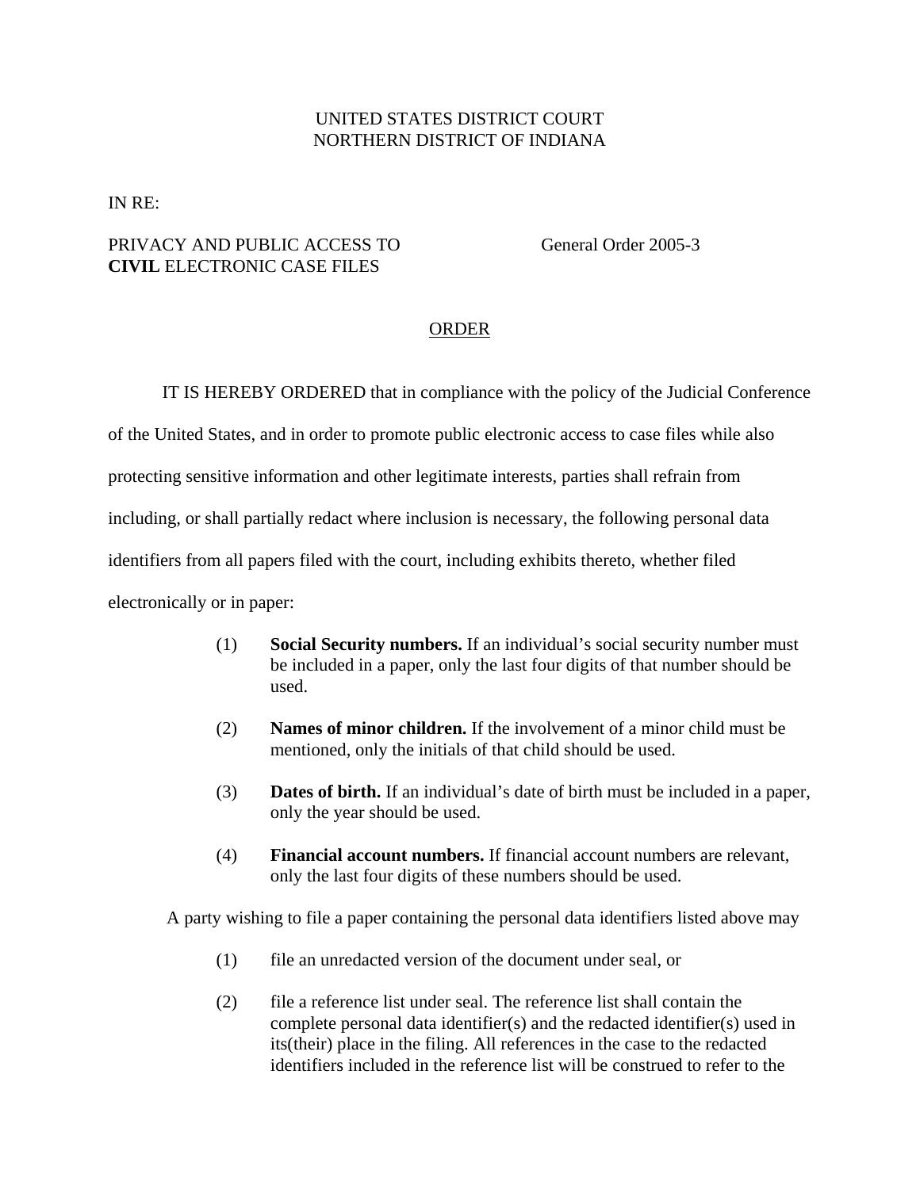UNITED STATES DISTRICT COURT
NORTHERN DISTRICT OF INDIANA

IN RE:

PRIVACY AND PUBLIC ACCESS TO **CIVIL** ELECTRONIC CASE FILES

General Order 2005-3

## ORDER

IT IS HEREBY ORDERED that in compliance with the policy of the Judicial Conference of the United States, and in order to promote public electronic access to case files while also protecting sensitive information and other legitimate interests, parties shall refrain from including, or shall partially redact where inclusion is necessary, the following personal data identifiers from all papers filed with the court, including exhibits thereto, whether filed electronically or in paper:

(1) **Social Security numbers.** If an individual's social security number must be included in a paper, only the last four digits of that number should be used.

(2) **Names of minor children.** If the involvement of a minor child must be mentioned, only the initials of that child should be used.

(3) **Dates of birth.** If an individual's date of birth must be included in a paper, only the year should be used.

(4) **Financial account numbers.** If financial account numbers are relevant, only the last four digits of these numbers should be used.

A party wishing to file a paper containing the personal data identifiers listed above may

(1) file an unredacted version of the document under seal, or

(2) file a reference list under seal. The reference list shall contain the complete personal data identifier(s) and the redacted identifier(s) used in its(their) place in the filing. All references in the case to the redacted identifiers included in the reference list will be construed to refer to the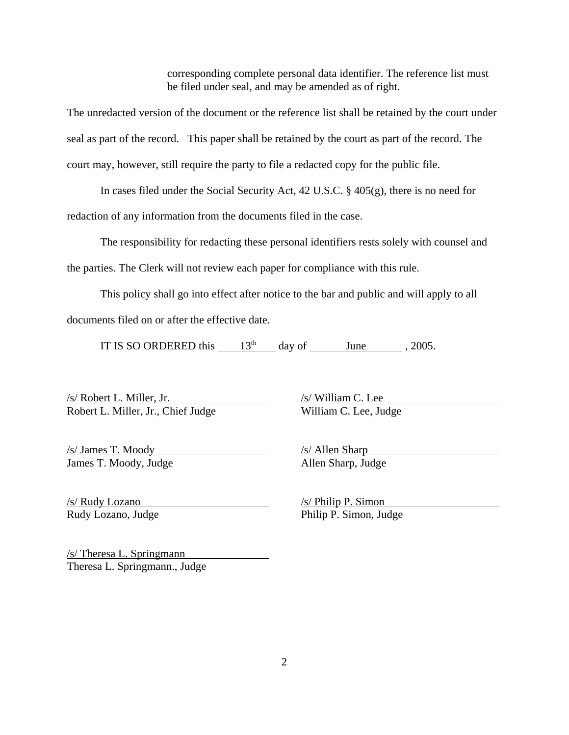corresponding complete personal data identifier. The reference list must be filed under seal, and may be amended as of right.

The unredacted version of the document or the reference list shall be retained by the court under seal as part of the record. This paper shall be retained by the court as part of the record. The court may, however, still require the party to file a redacted copy for the public file.

In cases filed under the Social Security Act, 42 U.S.C. § 405(g), there is no need for redaction of any information from the documents filed in the case.

The responsibility for redacting these personal identifiers rests solely with counsel and the parties. The Clerk will not review each paper for compliance with this rule.

This policy shall go into effect after notice to the bar and public and will apply to all documents filed on or after the effective date.

IT IS SO ORDERED this 13th day of June, 2005.

/s/ Robert L. Miller, Jr.
Robert L. Miller, Jr., Chief Judge

/s/ William C. Lee
William C. Lee, Judge

/s/ James T. Moody
James T. Moody, Judge

/s/ Allen Sharp
Allen Sharp, Judge

/s/ Rudy Lozano
Rudy Lozano, Judge

/s/ Philip P. Simon
Philip P. Simon, Judge

/s/ Theresa L. Springmann
Theresa L. Springmann., Judge